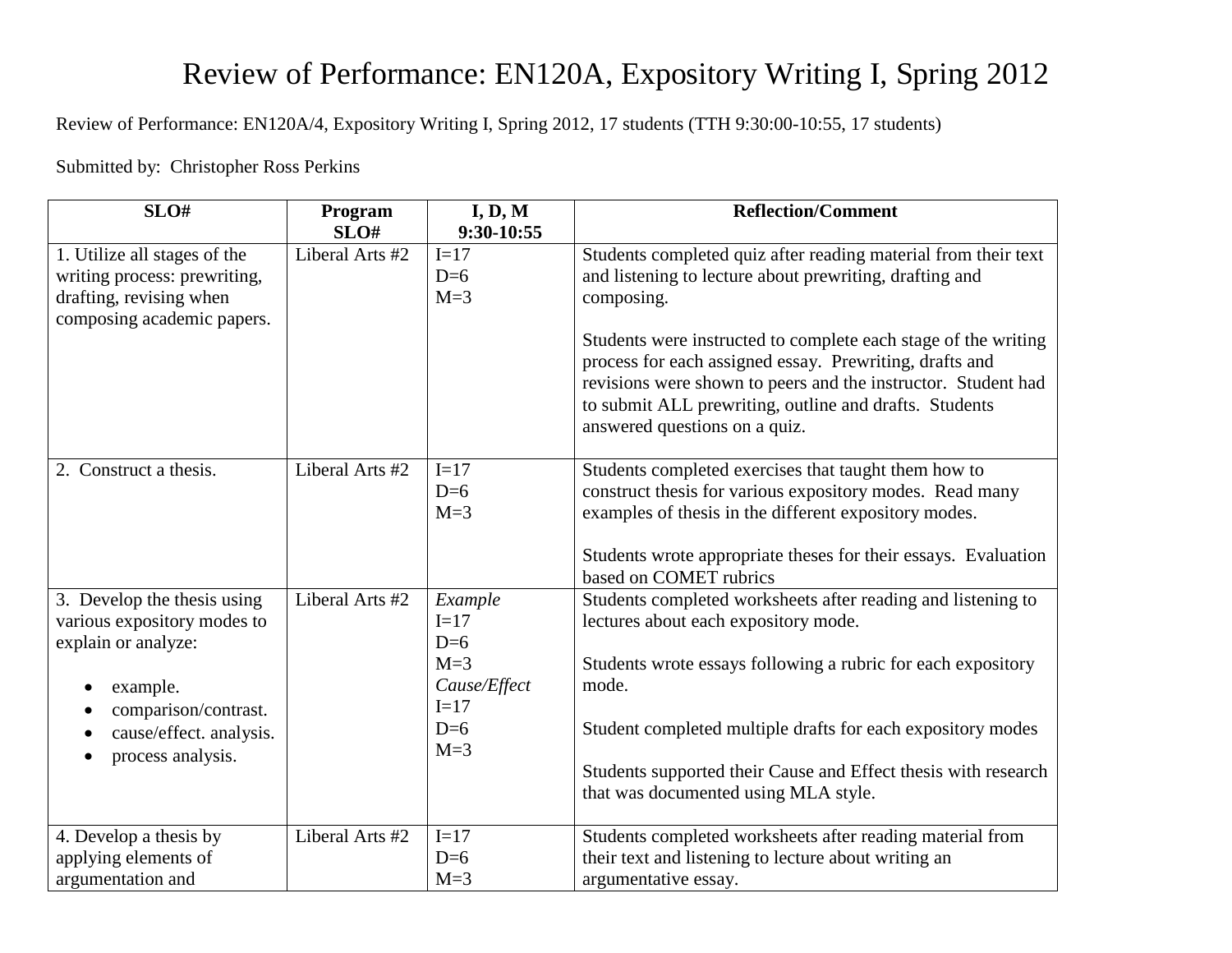# Review of Performance: EN120A, Expository Writing I, Spring 2012

Review of Performance: EN120A/4, Expository Writing I, Spring 2012, 17 students (TTH 9:30:00-10:55, 17 students)

Submitted by: Christopher Ross Perkins

| SLO# | Program SLO# | I, D, M 9:30-10:55 | Reflection/Comment |
|---|---|---|---|
| 1. Utilize all stages of the writing process: prewriting, drafting, revising when composing academic papers. | Liberal Arts #2 | I=17<br>D=6<br>M=3 | Students completed quiz after reading material from their text and listening to lecture about prewriting, drafting and composing.<br><br>Students were instructed to complete each stage of the writing process for each assigned essay. Prewriting, drafts and revisions were shown to peers and the instructor. Student had to submit ALL prewriting, outline and drafts. Students answered questions on a quiz. |
| 2. Construct a thesis. | Liberal Arts #2 | I=17<br>D=6<br>M=3 | Students completed exercises that taught them how to construct thesis for various expository modes. Read many examples of thesis in the different expository modes.<br><br>Students wrote appropriate theses for their essays. Evaluation based on COMET rubrics |
| 3. Develop the thesis using various expository modes to explain or analyze:<br>• example.<br>• comparison/contrast.<br>• cause/effect. analysis.<br>• process analysis. | Liberal Arts #2 | *Example*<br>I=17<br>D=6<br>M=3<br>*Cause/Effect*<br>I=17<br>D=6<br>M=3 | Students completed worksheets after reading and listening to lectures about each expository mode.<br><br>Students wrote essays following a rubric for each expository mode.<br><br>Student completed multiple drafts for each expository modes<br><br>Students supported their Cause and Effect thesis with research that was documented using MLA style. |
| 4. Develop a thesis by applying elements of argumentation and | Liberal Arts #2 | I=17<br>D=6<br>M=3 | Students completed worksheets after reading material from their text and listening to lecture about writing an argumentative essay. |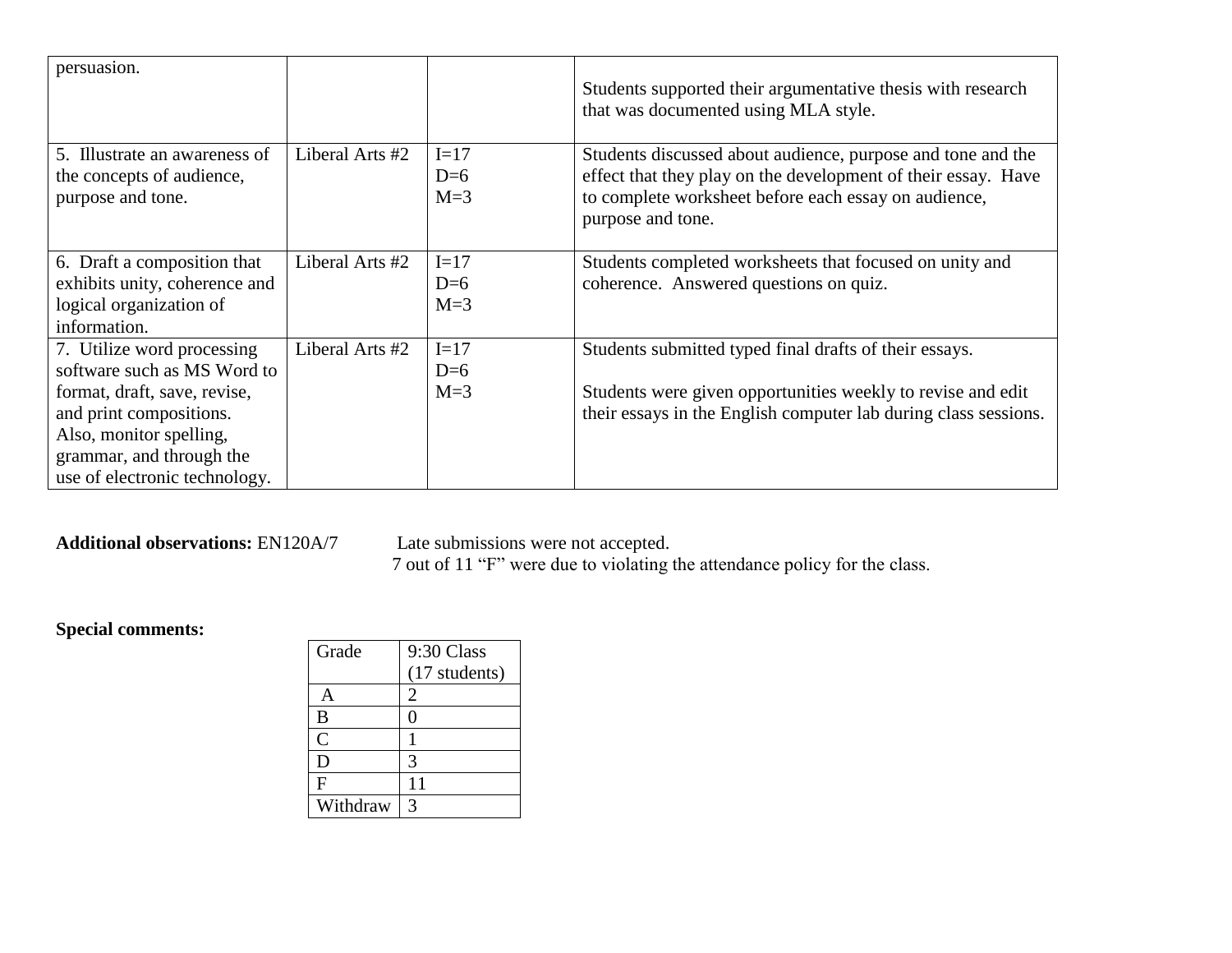| | | | |
|---|---|---|---|
| persuasion. | | | Students supported their argumentative thesis with research that was documented using MLA style. |
| 5. Illustrate an awareness of the concepts of audience, purpose and tone. | Liberal Arts #2 | I=17<br>D=6<br>M=3 | Students discussed about audience, purpose and tone and the effect that they play on the development of their essay. Have to complete worksheet before each essay on audience, purpose and tone. |
| 6. Draft a composition that exhibits unity, coherence and logical organization of information. | Liberal Arts #2 | I=17<br>D=6<br>M=3 | Students completed worksheets that focused on unity and coherence. Answered questions on quiz. |
| 7. Utilize word processing software such as MS Word to format, draft, save, revise, and print compositions. Also, monitor spelling, grammar, and through the use of electronic technology. | Liberal Arts #2 | I=17<br>D=6<br>M=3 | Students submitted typed final drafts of their essays.<br><br>Students were given opportunities weekly to revise and edit their essays in the English computer lab during class sessions. |

**Additional observations:** EN120A/7 Late submissions were not accepted.
7 out of 11 "F" were due to violating the attendance policy for the class.

**Special comments:**

| Grade | 9:30 Class (17 students) |
|---|---|
| A | 2 |
| B | 0 |
| C | 1 |
| D | 3 |
| F | 11 |
| Withdraw | 3 |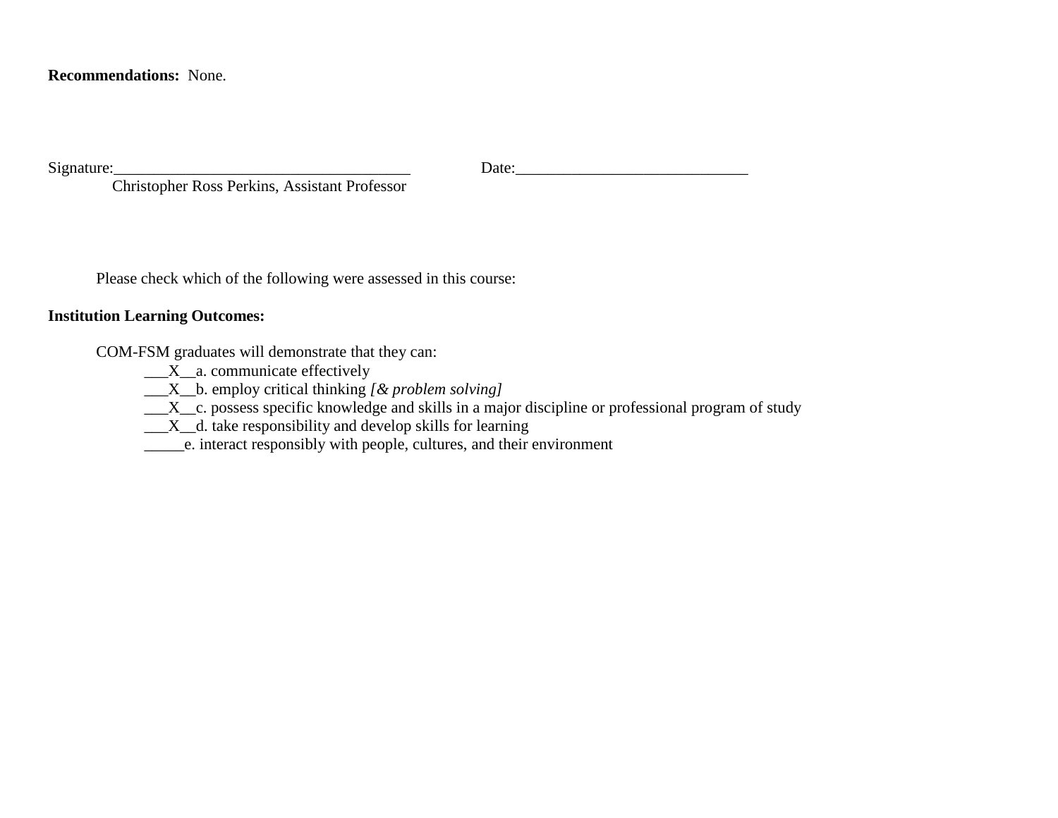**Recommendations:** None.

Signature:_____________________________________ Date:_____________________________
Christopher Ross Perkins, Assistant Professor

Please check which of the following were assessed in this course:

**Institution Learning Outcomes:**

COM-FSM graduates will demonstrate that they can:

___X__a. communicate effectively
___X__b. employ critical thinking *[& problem solving]*
___X__c. possess specific knowledge and skills in a major discipline or professional program of study
___X__d. take responsibility and develop skills for learning
_____e. interact responsibly with people, cultures, and their environment